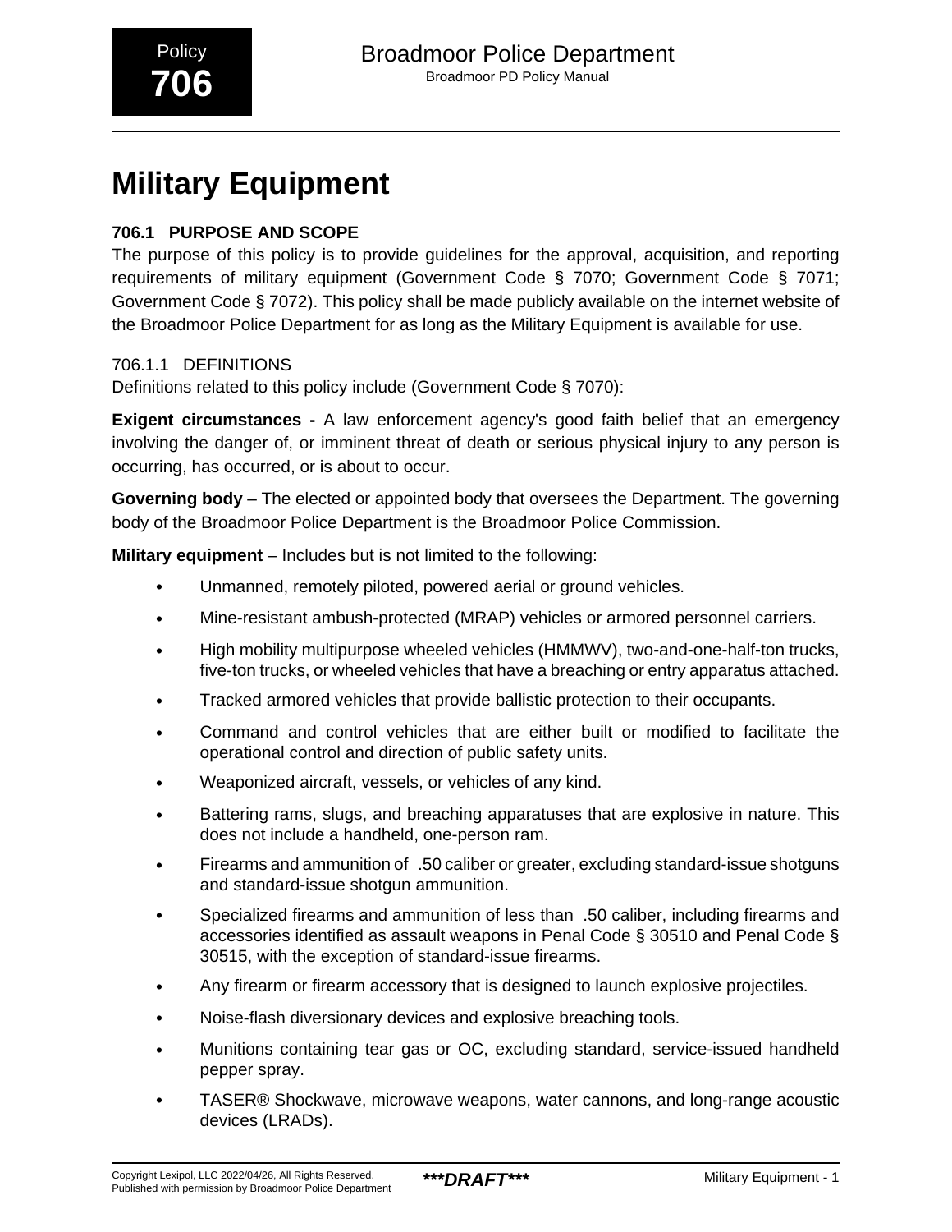Policy **706**

# Broadmoor Police Department

Broadmoor PD Policy Manual

# Military Equipment

## 706.1 PURPOSE AND SCOPE

The purpose of this policy is to provide guidelines for the approval, acquisition, and reporting requirements of military equipment (Government Code § 7070; Government Code § 7071; Government Code § 7072). This policy shall be made publicly available on the internet website of the Broadmoor Police Department for as long as the Military Equipment is available for use.

### 706.1.1 DEFINITIONS

Definitions related to this policy include (Government Code § 7070):

**Exigent circumstances -** A law enforcement agency's good faith belief that an emergency involving the danger of, or imminent threat of death or serious physical injury to any person is occurring, has occurred, or is about to occur.

**Governing body** – The elected or appointed body that oversees the Department. The governing body of the Broadmoor Police Department is the Broadmoor Police Commission.

**Military equipment** – Includes but is not limited to the following:

- Unmanned, remotely piloted, powered aerial or ground vehicles.
- Mine-resistant ambush-protected (MRAP) vehicles or armored personnel carriers.
- High mobility multipurpose wheeled vehicles (HMMWV), two-and-one-half-ton trucks, five-ton trucks, or wheeled vehicles that have a breaching or entry apparatus attached.
- Tracked armored vehicles that provide ballistic protection to their occupants.
- Command and control vehicles that are either built or modified to facilitate the operational control and direction of public safety units.
- Weaponized aircraft, vessels, or vehicles of any kind.
- Battering rams, slugs, and breaching apparatuses that are explosive in nature. This does not include a handheld, one-person ram.
- Firearms and ammunition of .50 caliber or greater, excluding standard-issue shotguns and standard-issue shotgun ammunition.
- Specialized firearms and ammunition of less than .50 caliber, including firearms and accessories identified as assault weapons in Penal Code § 30510 and Penal Code § 30515, with the exception of standard-issue firearms.
- Any firearm or firearm accessory that is designed to launch explosive projectiles.
- Noise-flash diversionary devices and explosive breaching tools.
- Munitions containing tear gas or OC, excluding standard, service-issued handheld pepper spray.
- TASER® Shockwave, microwave weapons, water cannons, and long-range acoustic devices (LRADs).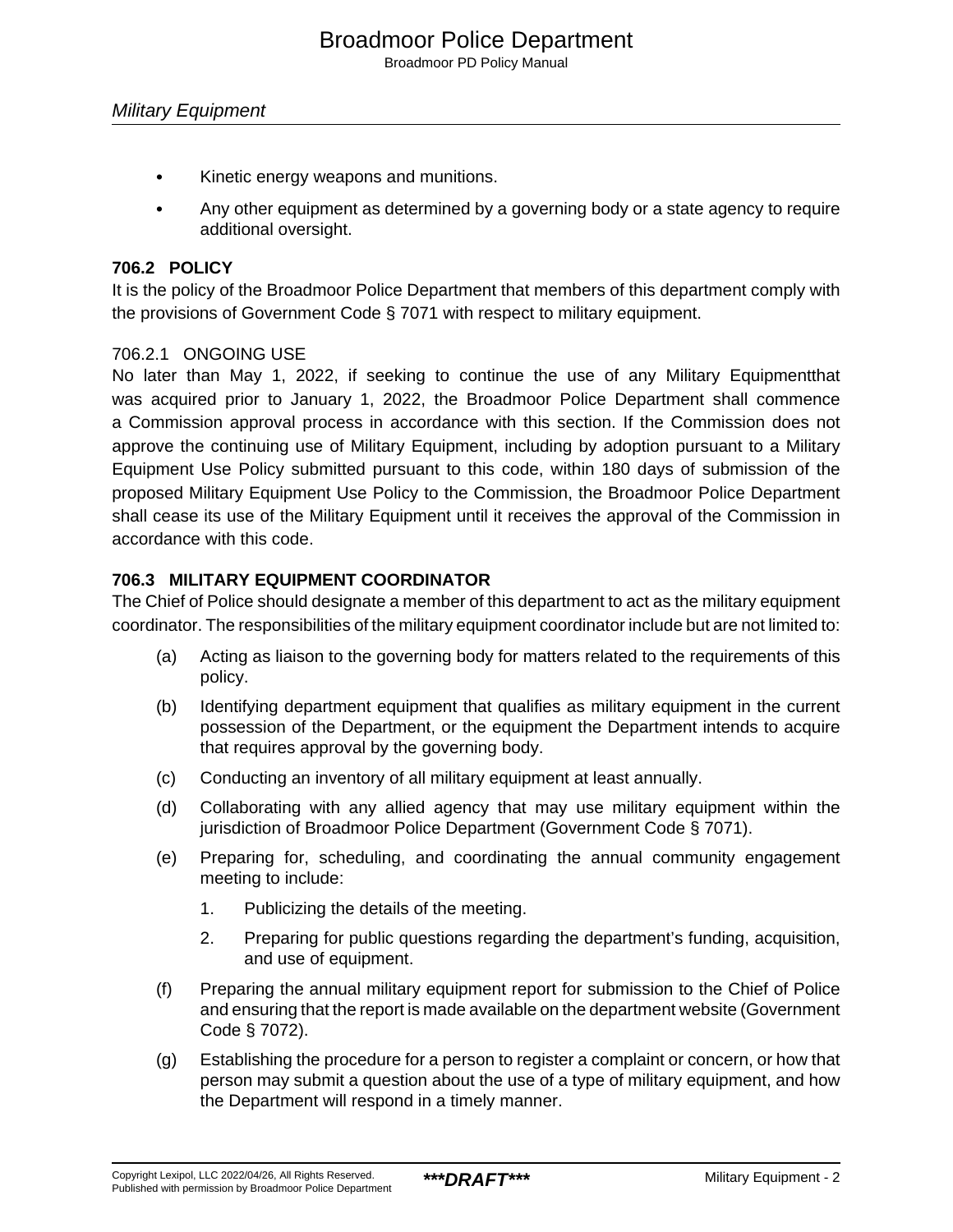- Kinetic energy weapons and munitions.
- Any other equipment as determined by a governing body or a state agency to require additional oversight.

## 706.2 POLICY

It is the policy of the Broadmoor Police Department that members of this department comply with the provisions of Government Code § 7071 with respect to military equipment.

### 706.2.1 ONGOING USE

No later than May 1, 2022, if seeking to continue the use of any Military Equipmentthat was acquired prior to January 1, 2022, the Broadmoor Police Department shall commence a Commission approval process in accordance with this section. If the Commission does not approve the continuing use of Military Equipment, including by adoption pursuant to a Military Equipment Use Policy submitted pursuant to this code, within 180 days of submission of the proposed Military Equipment Use Policy to the Commission, the Broadmoor Police Department shall cease its use of the Military Equipment until it receives the approval of the Commission in accordance with this code.

## 706.3 MILITARY EQUIPMENT COORDINATOR

The Chief of Police should designate a member of this department to act as the military equipment coordinator. The responsibilities of the military equipment coordinator include but are not limited to:

(a) Acting as liaison to the governing body for matters related to the requirements of this policy.

(b) Identifying department equipment that qualifies as military equipment in the current possession of the Department, or the equipment the Department intends to acquire that requires approval by the governing body.

(c) Conducting an inventory of all military equipment at least annually.

(d) Collaborating with any allied agency that may use military equipment within the jurisdiction of Broadmoor Police Department (Government Code § 7071).

(e) Preparing for, scheduling, and coordinating the annual community engagement meeting to include:

1. Publicizing the details of the meeting.
2. Preparing for public questions regarding the department's funding, acquisition, and use of equipment.

(f) Preparing the annual military equipment report for submission to the Chief of Police and ensuring that the report is made available on the department website (Government Code § 7072).

(g) Establishing the procedure for a person to register a complaint or concern, or how that person may submit a question about the use of a type of military equipment, and how the Department will respond in a timely manner.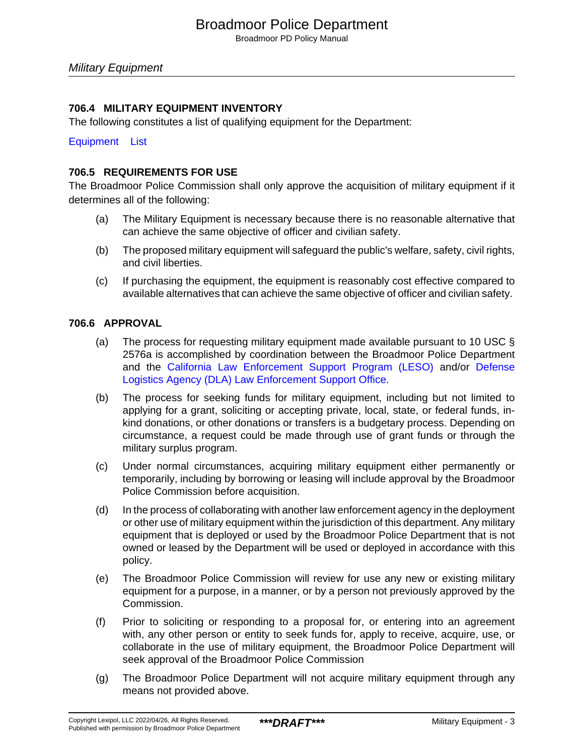### 706.4 MILITARY EQUIPMENT INVENTORY

The following constitutes a list of qualifying equipment for the Department:

Equipment List

### 706.5 REQUIREMENTS FOR USE

The Broadmoor Police Commission shall only approve the acquisition of military equipment if it determines all of the following:

(a) The Military Equipment is necessary because there is no reasonable alternative that can achieve the same objective of officer and civilian safety.

(b) The proposed military equipment will safeguard the public's welfare, safety, civil rights, and civil liberties.

(c) If purchasing the equipment, the equipment is reasonably cost effective compared to available alternatives that can achieve the same objective of officer and civilian safety.

### 706.6 APPROVAL

(a) The process for requesting military equipment made available pursuant to 10 USC § 2576a is accomplished by coordination between the Broadmoor Police Department and the California Law Enforcement Support Program (LESO) and/or Defense Logistics Agency (DLA) Law Enforcement Support Office.

(b) The process for seeking funds for military equipment, including but not limited to applying for a grant, soliciting or accepting private, local, state, or federal funds, in-kind donations, or other donations or transfers is a budgetary process. Depending on circumstance, a request could be made through use of grant funds or through the military surplus program.

(c) Under normal circumstances, acquiring military equipment either permanently or temporarily, including by borrowing or leasing will include approval by the Broadmoor Police Commission before acquisition.

(d) In the process of collaborating with another law enforcement agency in the deployment or other use of military equipment within the jurisdiction of this department. Any military equipment that is deployed or used by the Broadmoor Police Department that is not owned or leased by the Department will be used or deployed in accordance with this policy.

(e) The Broadmoor Police Commission will review for use any new or existing military equipment for a purpose, in a manner, or by a person not previously approved by the Commission.

(f) Prior to soliciting or responding to a proposal for, or entering into an agreement with, any other person or entity to seek funds for, apply to receive, acquire, use, or collaborate in the use of military equipment, the Broadmoor Police Department will seek approval of the Broadmoor Police Commission

(g) The Broadmoor Police Department will not acquire military equipment through any means not provided above.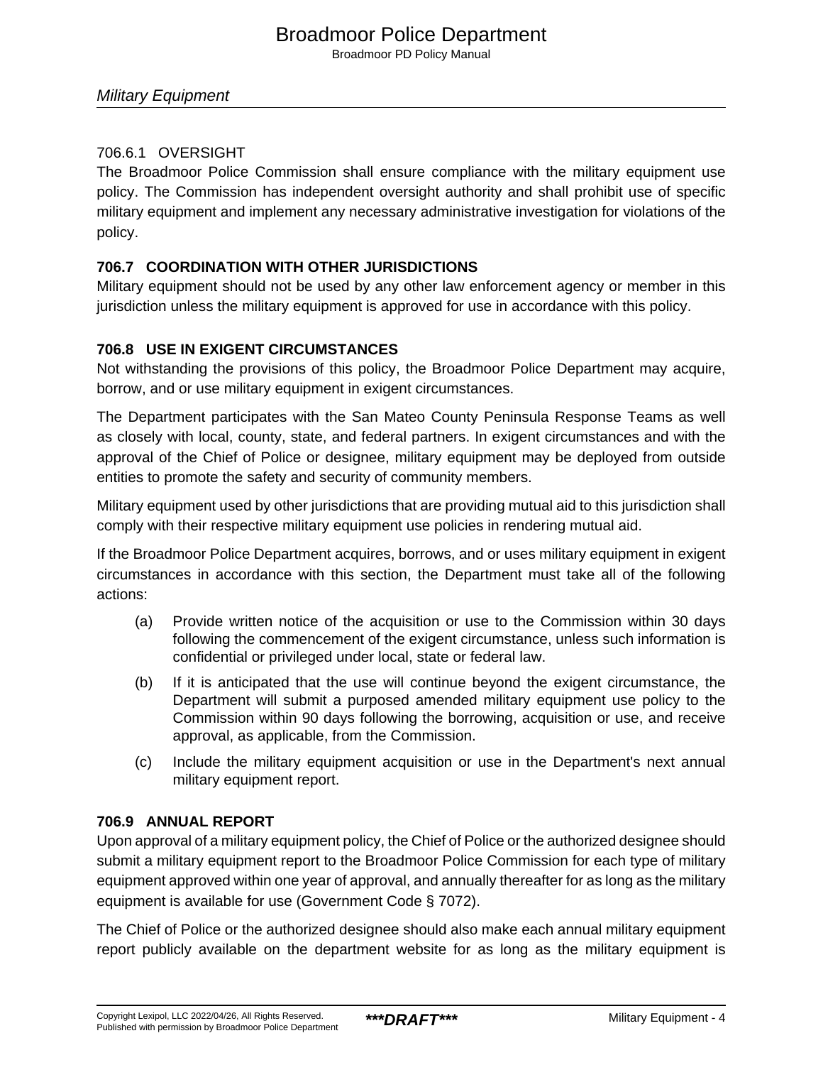#### 706.6.1 OVERSIGHT

The Broadmoor Police Commission shall ensure compliance with the military equipment use policy. The Commission has independent oversight authority and shall prohibit use of specific military equipment and implement any necessary administrative investigation for violations of the policy.

### 706.7 COORDINATION WITH OTHER JURISDICTIONS

Military equipment should not be used by any other law enforcement agency or member in this jurisdiction unless the military equipment is approved for use in accordance with this policy.

### 706.8 USE IN EXIGENT CIRCUMSTANCES

Not withstanding the provisions of this policy, the Broadmoor Police Department may acquire, borrow, and or use military equipment in exigent circumstances.

The Department participates with the San Mateo County Peninsula Response Teams as well as closely with local, county, state, and federal partners. In exigent circumstances and with the approval of the Chief of Police or designee, military equipment may be deployed from outside entities to promote the safety and security of community members.

Military equipment used by other jurisdictions that are providing mutual aid to this jurisdiction shall comply with their respective military equipment use policies in rendering mutual aid.

If the Broadmoor Police Department acquires, borrows, and or uses military equipment in exigent circumstances in accordance with this section, the Department must take all of the following actions:

(a) Provide written notice of the acquisition or use to the Commission within 30 days following the commencement of the exigent circumstance, unless such information is confidential or privileged under local, state or federal law.

(b) If it is anticipated that the use will continue beyond the exigent circumstance, the Department will submit a purposed amended military equipment use policy to the Commission within 90 days following the borrowing, acquisition or use, and receive approval, as applicable, from the Commission.

(c) Include the military equipment acquisition or use in the Department's next annual military equipment report.

### 706.9 ANNUAL REPORT

Upon approval of a military equipment policy, the Chief of Police or the authorized designee should submit a military equipment report to the Broadmoor Police Commission for each type of military equipment approved within one year of approval, and annually thereafter for as long as the military equipment is available for use (Government Code § 7072).

The Chief of Police or the authorized designee should also make each annual military equipment report publicly available on the department website for as long as the military equipment is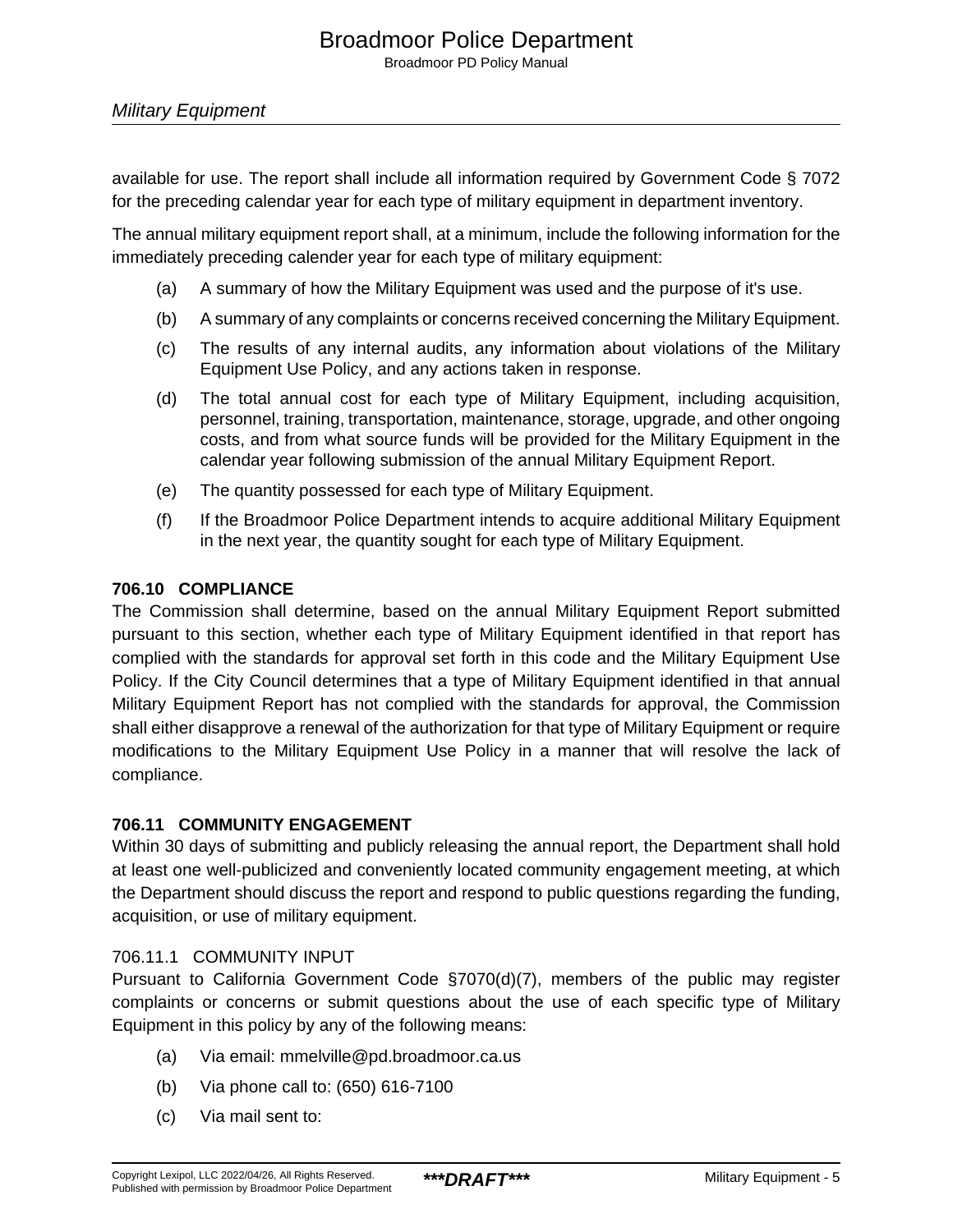available for use. The report shall include all information required by Government Code § 7072 for the preceding calendar year for each type of military equipment in department inventory.

The annual military equipment report shall, at a minimum, include the following information for the immediately preceding calender year for each type of military equipment:

(a) A summary of how the Military Equipment was used and the purpose of it's use.

(b) A summary of any complaints or concerns received concerning the Military Equipment.

(c) The results of any internal audits, any information about violations of the Military Equipment Use Policy, and any actions taken in response.

(d) The total annual cost for each type of Military Equipment, including acquisition, personnel, training, transportation, maintenance, storage, upgrade, and other ongoing costs, and from what source funds will be provided for the Military Equipment in the calendar year following submission of the annual Military Equipment Report.

(e) The quantity possessed for each type of Military Equipment.

(f) If the Broadmoor Police Department intends to acquire additional Military Equipment in the next year, the quantity sought for each type of Military Equipment.

## 706.10 COMPLIANCE

The Commission shall determine, based on the annual Military Equipment Report submitted pursuant to this section, whether each type of Military Equipment identified in that report has complied with the standards for approval set forth in this code and the Military Equipment Use Policy. If the City Council determines that a type of Military Equipment identified in that annual Military Equipment Report has not complied with the standards for approval, the Commission shall either disapprove a renewal of the authorization for that type of Military Equipment or require modifications to the Military Equipment Use Policy in a manner that will resolve the lack of compliance.

## 706.11 COMMUNITY ENGAGEMENT

Within 30 days of submitting and publicly releasing the annual report, the Department shall hold at least one well-publicized and conveniently located community engagement meeting, at which the Department should discuss the report and respond to public questions regarding the funding, acquisition, or use of military equipment.

### 706.11.1 COMMUNITY INPUT

Pursuant to California Government Code §7070(d)(7), members of the public may register complaints or concerns or submit questions about the use of each specific type of Military Equipment in this policy by any of the following means:

(a) Via email: mmelville@pd.broadmoor.ca.us

(b) Via phone call to: (650) 616-7100

(c) Via mail sent to: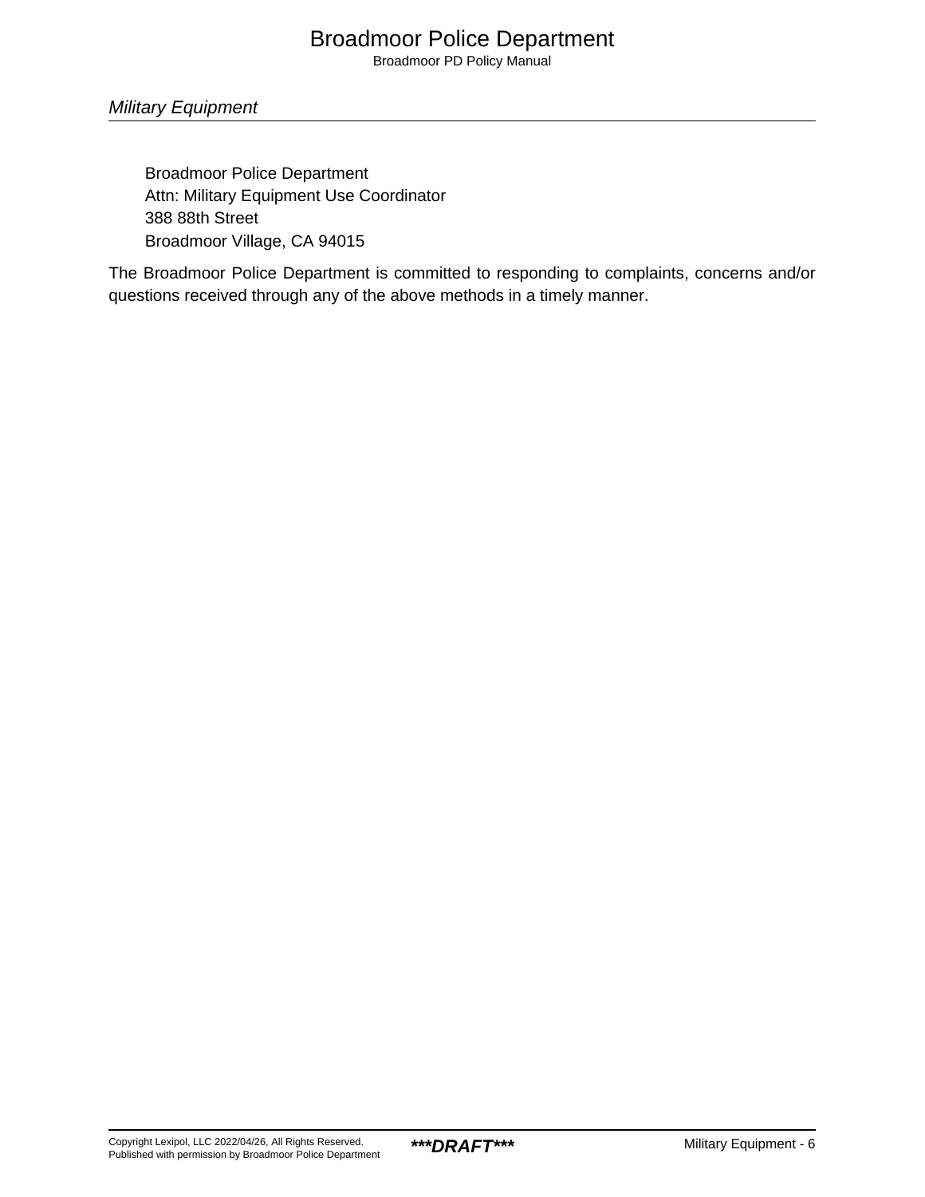Broadmoor Police Department
Attn: Military Equipment Use Coordinator
388 88th Street
Broadmoor Village, CA 94015

The Broadmoor Police Department is committed to responding to complaints, concerns and/or questions received through any of the above methods in a timely manner.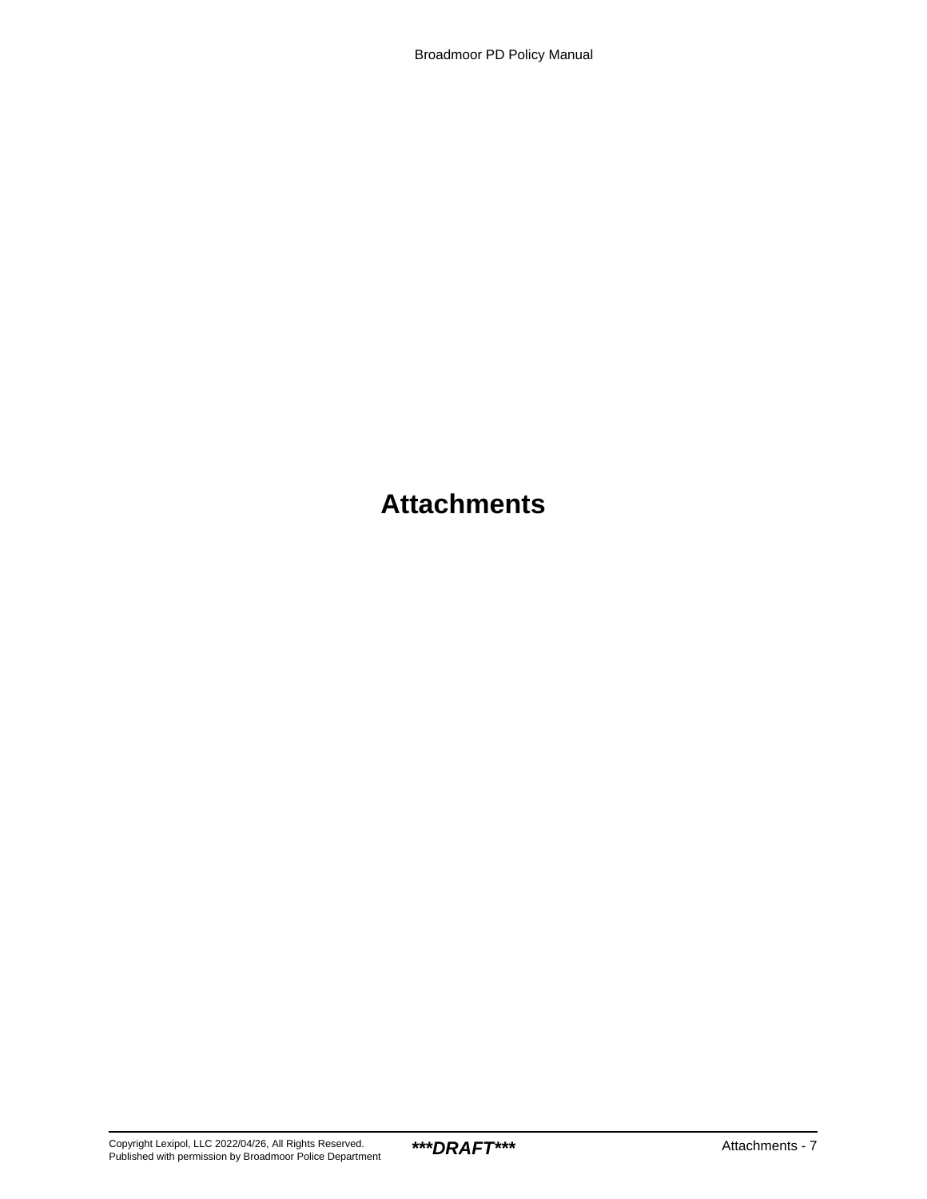# Attachments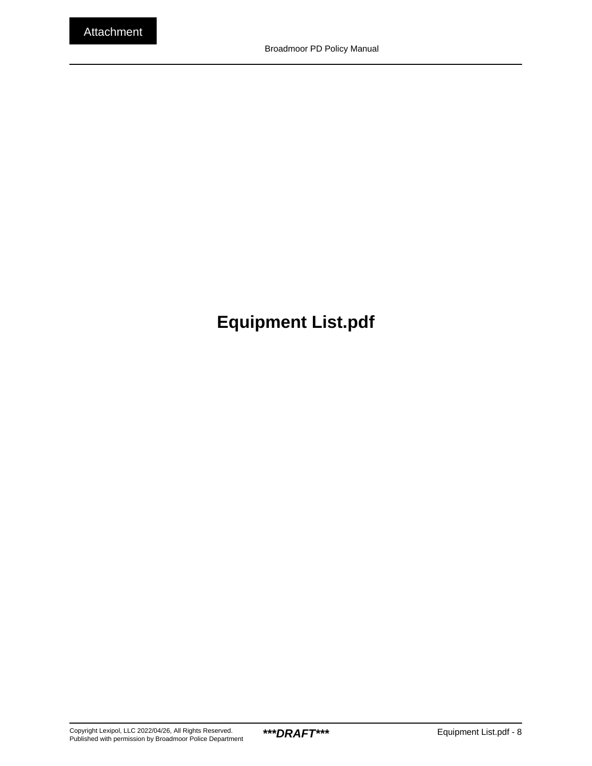Attachment

# Equipment List.pdf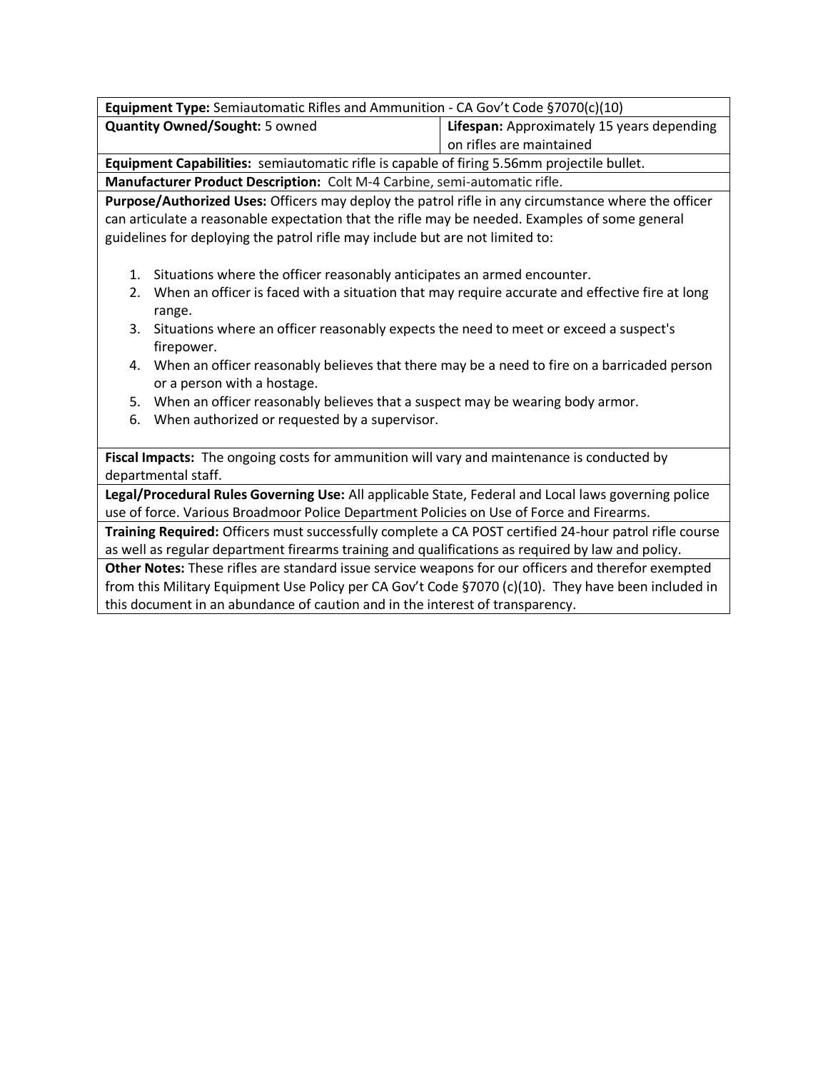| **Equipment Type:** Semiautomatic Rifles and Ammunition - CA Gov't Code §7070(c)(10) | |
|---|---|
| **Quantity Owned/Sought:** 5 owned | **Lifespan:** Approximately 15 years depending on rifles are maintained |
| **Equipment Capabilities:** semiautomatic rifle is capable of firing 5.56mm projectile bullet. | |
| **Manufacturer Product Description:** Colt M-4 Carbine, semi-automatic rifle. | |
| **Purpose/Authorized Uses:** Officers may deploy the patrol rifle in any circumstance where the officer can articulate a reasonable expectation that the rifle may be needed. Examples of some general guidelines for deploying the patrol rifle may include but are not limited to:<br><br>1. Situations where the officer reasonably anticipates an armed encounter.<br>2. When an officer is faced with a situation that may require accurate and effective fire at long range.<br>3. Situations where an officer reasonably expects the need to meet or exceed a suspect's firepower.<br>4. When an officer reasonably believes that there may be a need to fire on a barricaded person or a person with a hostage.<br>5. When an officer reasonably believes that a suspect may be wearing body armor.<br>6. When authorized or requested by a supervisor. | |
| **Fiscal Impacts:** The ongoing costs for ammunition will vary and maintenance is conducted by departmental staff. | |
| **Legal/Procedural Rules Governing Use:** All applicable State, Federal and Local laws governing police use of force. Various Broadmoor Police Department Policies on Use of Force and Firearms. | |
| **Training Required:** Officers must successfully complete a CA POST certified 24-hour patrol rifle course as well as regular department firearms training and qualifications as required by law and policy. | |
| **Other Notes:** These rifles are standard issue service weapons for our officers and therefor exempted from this Military Equipment Use Policy per CA Gov't Code §7070 (c)(10). They have been included in this document in an abundance of caution and in the interest of transparency. | |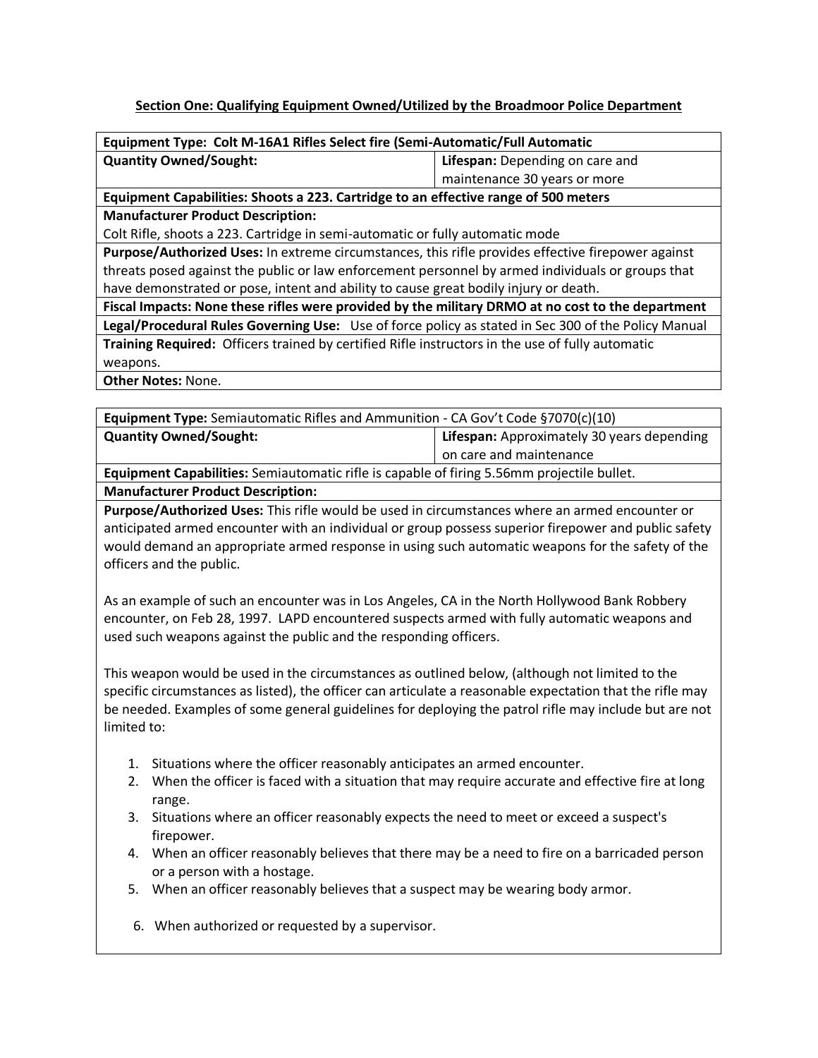**Section One: Qualifying Equipment Owned/Utilized by the Broadmoor Police Department**

| **Equipment Type: Colt M-16A1 Rifles Select fire (Semi-Automatic/Full Automatic** | |
|---|---|
| **Quantity Owned/Sought:** | **Lifespan:** Depending on care and maintenance 30 years or more |
| **Equipment Capabilities: Shoots a 223. Cartridge to an effective range of 500 meters** | |
| **Manufacturer Product Description:** Colt Rifle, shoots a 223. Cartridge in semi-automatic or fully automatic mode | |
| **Purpose/Authorized Uses:** In extreme circumstances, this rifle provides effective firepower against threats posed against the public or law enforcement personnel by armed individuals or groups that have demonstrated or pose, intent and ability to cause great bodily injury or death. | |
| **Fiscal Impacts: None these rifles were provided by the military DRMO at no cost to the department** | |
| **Legal/Procedural Rules Governing Use:** Use of force policy as stated in Sec 300 of the Policy Manual | |
| **Training Required:** Officers trained by certified Rifle instructors in the use of fully automatic weapons. | |
| **Other Notes:** None. | |

| **Equipment Type:** Semiautomatic Rifles and Ammunition - CA Gov't Code §7070(c)(10) | |
|---|---|
| **Quantity Owned/Sought:** | **Lifespan:** Approximately 30 years depending on care and maintenance |
| **Equipment Capabilities:** Semiautomatic rifle is capable of firing 5.56mm projectile bullet. | |
| **Manufacturer Product Description:** | |
| **Purpose/Authorized Uses:** This rifle would be used in circumstances where an armed encounter or anticipated armed encounter with an individual or group possess superior firepower and public safety would demand an appropriate armed response in using such automatic weapons for the safety of the officers and the public.<br><br>As an example of such an encounter was in Los Angeles, CA in the North Hollywood Bank Robbery encounter, on Feb 28, 1997. LAPD encountered suspects armed with fully automatic weapons and used such weapons against the public and the responding officers.<br><br>This weapon would be used in the circumstances as outlined below, (although not limited to the specific circumstances as listed), the officer can articulate a reasonable expectation that the rifle may be needed. Examples of some general guidelines for deploying the patrol rifle may include but are not limited to:<br><br>1. Situations where the officer reasonably anticipates an armed encounter.<br>2. When the officer is faced with a situation that may require accurate and effective fire at long range.<br>3. Situations where an officer reasonably expects the need to meet or exceed a suspect's firepower.<br>4. When an officer reasonably believes that there may be a need to fire on a barricaded person or a person with a hostage.<br>5. When an officer reasonably believes that a suspect may be wearing body armor.<br><br>6. When authorized or requested by a supervisor. | |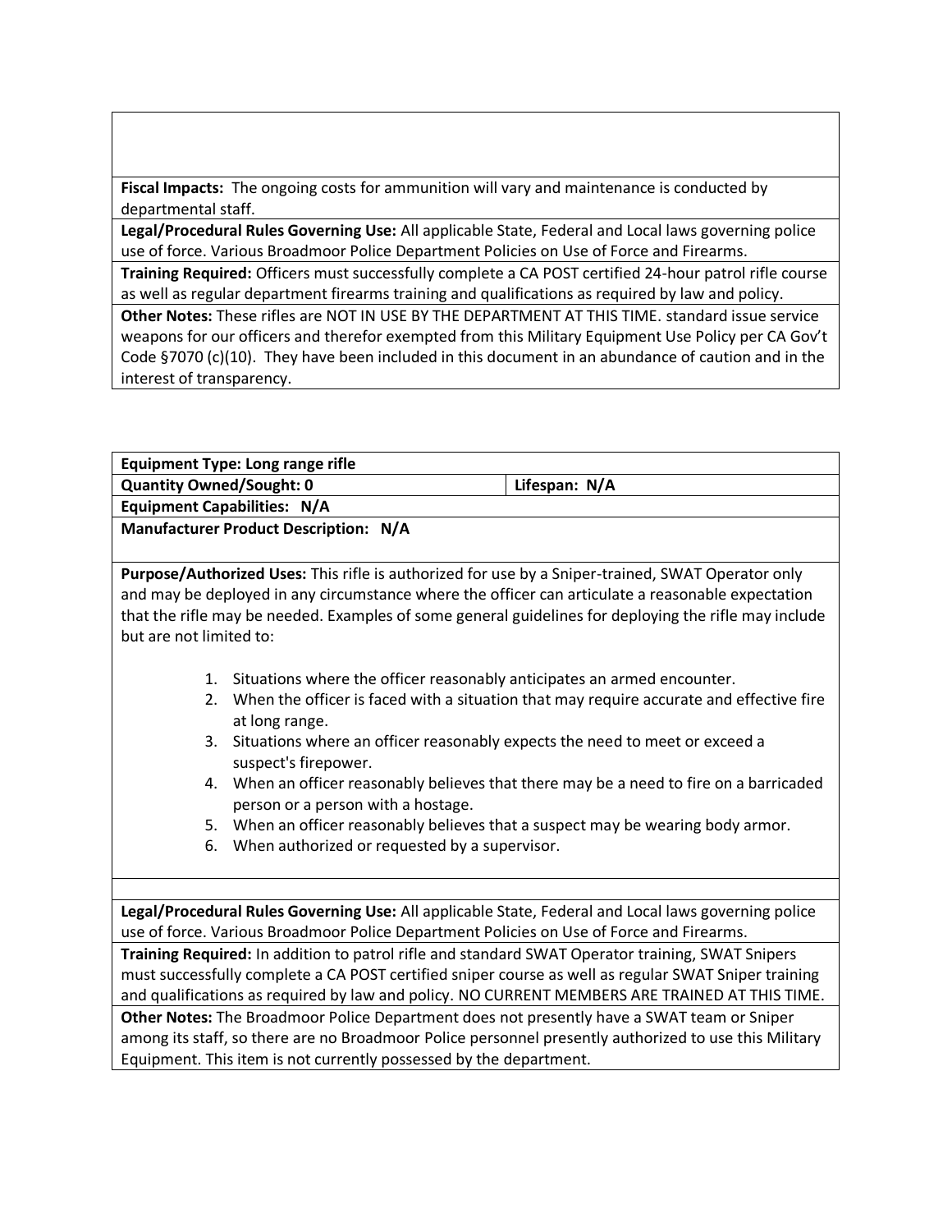**Fiscal Impacts:** The ongoing costs for ammunition will vary and maintenance is conducted by departmental staff.

**Legal/Procedural Rules Governing Use:** All applicable State, Federal and Local laws governing police use of force. Various Broadmoor Police Department Policies on Use of Force and Firearms.

**Training Required:** Officers must successfully complete a CA POST certified 24-hour patrol rifle course as well as regular department firearms training and qualifications as required by law and policy.

**Other Notes:** These rifles are NOT IN USE BY THE DEPARTMENT AT THIS TIME. standard issue service weapons for our officers and therefor exempted from this Military Equipment Use Policy per CA Gov't Code §7070 (c)(10). They have been included in this document in an abundance of caution and in the interest of transparency.

---

| **Equipment Type: Long range rifle** | |
|---|---|
| **Quantity Owned/Sought: 0** | **Lifespan: N/A** |
| **Equipment Capabilities: N/A** | |
| **Manufacturer Product Description: N/A** | |

**Purpose/Authorized Uses:** This rifle is authorized for use by a Sniper-trained, SWAT Operator only and may be deployed in any circumstance where the officer can articulate a reasonable expectation that the rifle may be needed. Examples of some general guidelines for deploying the rifle may include but are not limited to:

1. Situations where the officer reasonably anticipates an armed encounter.
2. When the officer is faced with a situation that may require accurate and effective fire at long range.
3. Situations where an officer reasonably expects the need to meet or exceed a suspect's firepower.
4. When an officer reasonably believes that there may be a need to fire on a barricaded person or a person with a hostage.
5. When an officer reasonably believes that a suspect may be wearing body armor.
6. When authorized or requested by a supervisor.

**Legal/Procedural Rules Governing Use:** All applicable State, Federal and Local laws governing police use of force. Various Broadmoor Police Department Policies on Use of Force and Firearms.

**Training Required:** In addition to patrol rifle and standard SWAT Operator training, SWAT Snipers must successfully complete a CA POST certified sniper course as well as regular SWAT Sniper training and qualifications as required by law and policy. NO CURRENT MEMBERS ARE TRAINED AT THIS TIME.

**Other Notes:** The Broadmoor Police Department does not presently have a SWAT team or Sniper among its staff, so there are no Broadmoor Police personnel presently authorized to use this Military Equipment. This item is not currently possessed by the department.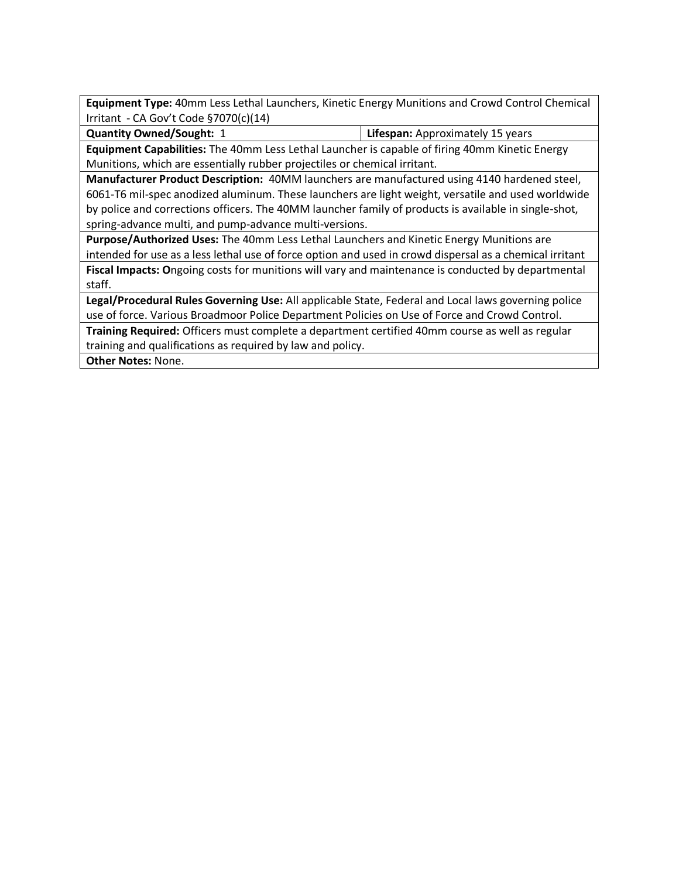**Equipment Type:** 40mm Less Lethal Launchers, Kinetic Energy Munitions and Crowd Control Chemical Irritant - CA Gov't Code §7070(c)(14)

| **Quantity Owned/Sought:** 1 | **Lifespan:** Approximately 15 years |
|---|---|

**Equipment Capabilities:** The 40mm Less Lethal Launcher is capable of firing 40mm Kinetic Energy Munitions, which are essentially rubber projectiles or chemical irritant.

**Manufacturer Product Description:** 40MM launchers are manufactured using 4140 hardened steel, 6061-T6 mil-spec anodized aluminum. These launchers are light weight, versatile and used worldwide by police and corrections officers. The 40MM launcher family of products is available in single-shot, spring-advance multi, and pump-advance multi-versions.

**Purpose/Authorized Uses:** The 40mm Less Lethal Launchers and Kinetic Energy Munitions are intended for use as a less lethal use of force option and used in crowd dispersal as a chemical irritant

**Fiscal Impacts: O**ngoing costs for munitions will vary and maintenance is conducted by departmental staff.

**Legal/Procedural Rules Governing Use:** All applicable State, Federal and Local laws governing police use of force. Various Broadmoor Police Department Policies on Use of Force and Crowd Control.

**Training Required:** Officers must complete a department certified 40mm course as well as regular training and qualifications as required by law and policy.

**Other Notes:** None.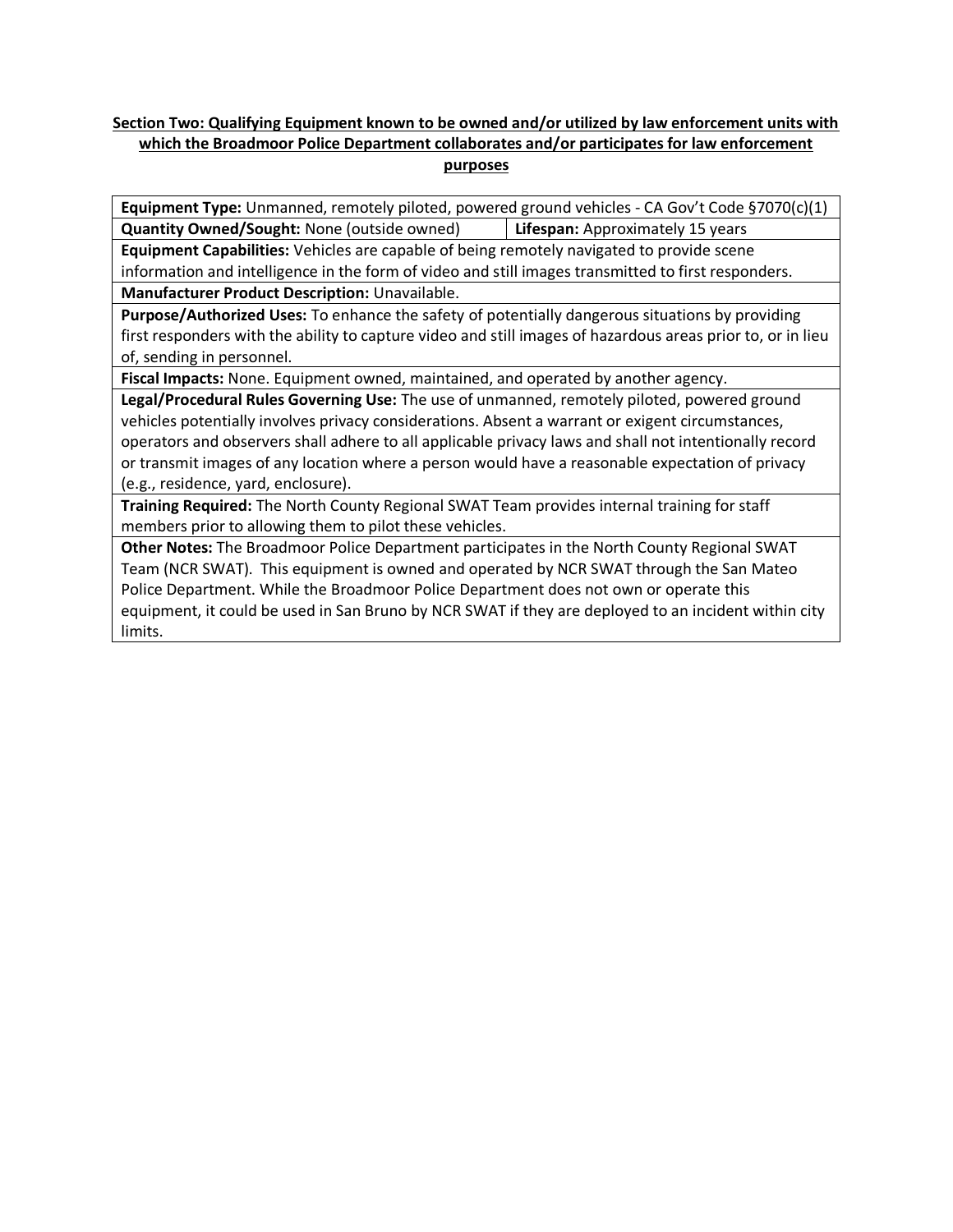**Section Two: Qualifying Equipment known to be owned and/or utilized by law enforcement units with which the Broadmoor Police Department collaborates and/or participates for law enforcement purposes**

| **Equipment Type:** Unmanned, remotely piloted, powered ground vehicles - CA Gov't Code §7070(c)(1) | |
|---|---|
| **Quantity Owned/Sought:** None (outside owned) | **Lifespan:** Approximately 15 years |
| **Equipment Capabilities:** Vehicles are capable of being remotely navigated to provide scene information and intelligence in the form of video and still images transmitted to first responders. | |
| **Manufacturer Product Description:** Unavailable. | |
| **Purpose/Authorized Uses:** To enhance the safety of potentially dangerous situations by providing first responders with the ability to capture video and still images of hazardous areas prior to, or in lieu of, sending in personnel. | |
| **Fiscal Impacts:** None. Equipment owned, maintained, and operated by another agency. | |
| **Legal/Procedural Rules Governing Use:** The use of unmanned, remotely piloted, powered ground vehicles potentially involves privacy considerations. Absent a warrant or exigent circumstances, operators and observers shall adhere to all applicable privacy laws and shall not intentionally record or transmit images of any location where a person would have a reasonable expectation of privacy (e.g., residence, yard, enclosure). | |
| **Training Required:** The North County Regional SWAT Team provides internal training for staff members prior to allowing them to pilot these vehicles. | |
| **Other Notes:** The Broadmoor Police Department participates in the North County Regional SWAT Team (NCR SWAT). This equipment is owned and operated by NCR SWAT through the San Mateo Police Department. While the Broadmoor Police Department does not own or operate this equipment, it could be used in San Bruno by NCR SWAT if they are deployed to an incident within city limits. | |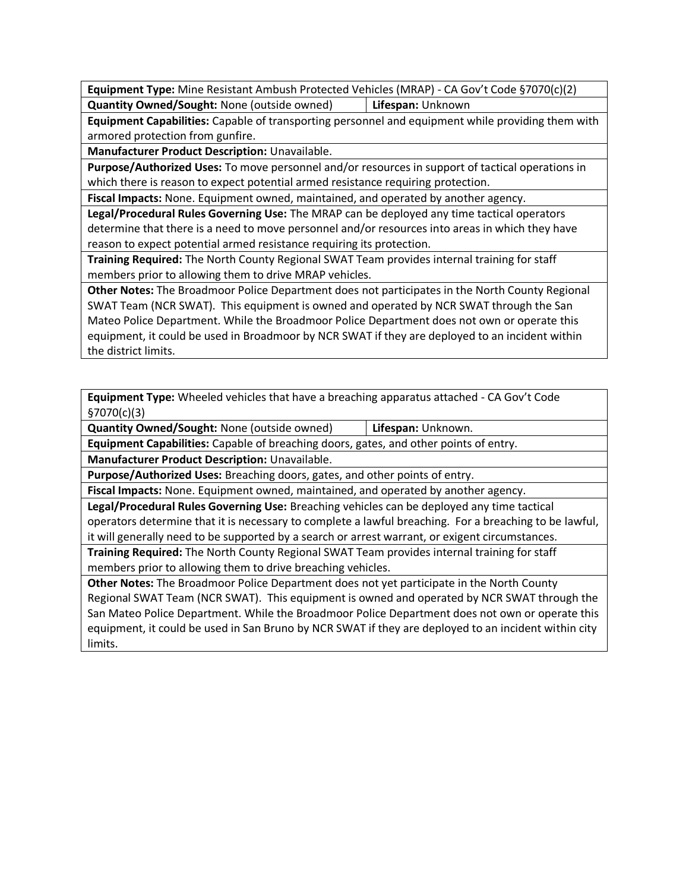| **Equipment Type:** Mine Resistant Ambush Protected Vehicles (MRAP) - CA Gov't Code §7070(c)(2) | |
|---|---|
| **Quantity Owned/Sought:** None (outside owned) | **Lifespan:** Unknown |
| **Equipment Capabilities:** Capable of transporting personnel and equipment while providing them with armored protection from gunfire. | |
| **Manufacturer Product Description:** Unavailable. | |
| **Purpose/Authorized Uses:** To move personnel and/or resources in support of tactical operations in which there is reason to expect potential armed resistance requiring protection. | |
| **Fiscal Impacts:** None. Equipment owned, maintained, and operated by another agency. | |
| **Legal/Procedural Rules Governing Use:** The MRAP can be deployed any time tactical operators determine that there is a need to move personnel and/or resources into areas in which they have reason to expect potential armed resistance requiring its protection. | |
| **Training Required:** The North County Regional SWAT Team provides internal training for staff members prior to allowing them to drive MRAP vehicles. | |
| **Other Notes:** The Broadmoor Police Department does not participates in the North County Regional SWAT Team (NCR SWAT). This equipment is owned and operated by NCR SWAT through the San Mateo Police Department. While the Broadmoor Police Department does not own or operate this equipment, it could be used in Broadmoor by NCR SWAT if they are deployed to an incident within the district limits. | |

| **Equipment Type:** Wheeled vehicles that have a breaching apparatus attached - CA Gov't Code §7070(c)(3) | |
|---|---|
| **Quantity Owned/Sought:** None (outside owned) | **Lifespan:** Unknown. |
| **Equipment Capabilities:** Capable of breaching doors, gates, and other points of entry. | |
| **Manufacturer Product Description:** Unavailable. | |
| **Purpose/Authorized Uses:** Breaching doors, gates, and other points of entry. | |
| **Fiscal Impacts:** None. Equipment owned, maintained, and operated by another agency. | |
| **Legal/Procedural Rules Governing Use:** Breaching vehicles can be deployed any time tactical operators determine that it is necessary to complete a lawful breaching. For a breaching to be lawful, it will generally need to be supported by a search or arrest warrant, or exigent circumstances. | |
| **Training Required:** The North County Regional SWAT Team provides internal training for staff members prior to allowing them to drive breaching vehicles. | |
| **Other Notes:** The Broadmoor Police Department does not yet participate in the North County Regional SWAT Team (NCR SWAT). This equipment is owned and operated by NCR SWAT through the San Mateo Police Department. While the Broadmoor Police Department does not own or operate this equipment, it could be used in San Bruno by NCR SWAT if they are deployed to an incident within city limits. | |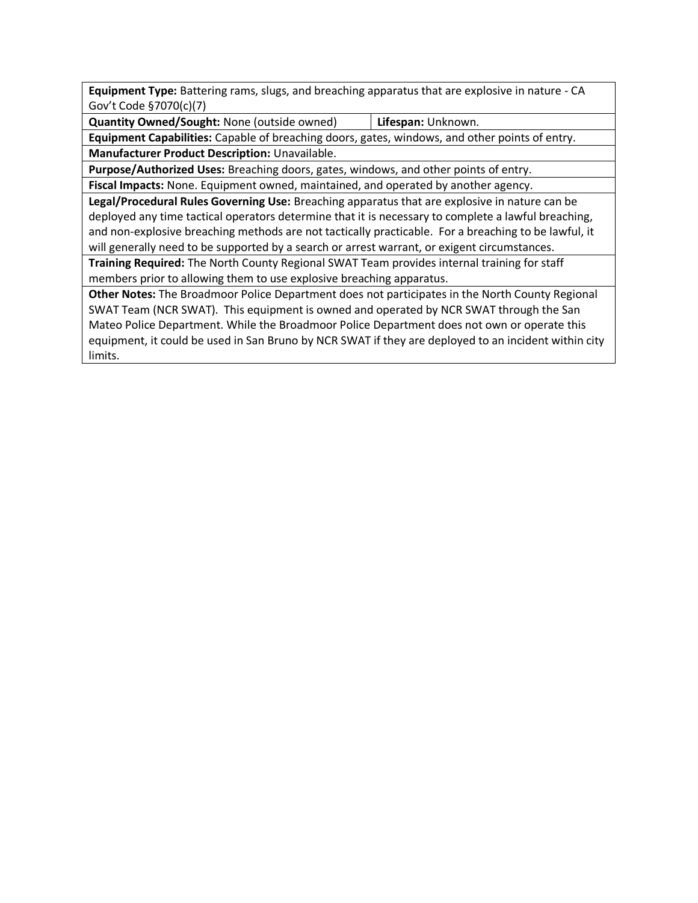| **Equipment Type:** Battering rams, slugs, and breaching apparatus that are explosive in nature - CA Gov't Code §7070(c)(7) | |
|---|---|
| **Quantity Owned/Sought:** None (outside owned) | **Lifespan:** Unknown. |
| **Equipment Capabilities:** Capable of breaching doors, gates, windows, and other points of entry. | |
| **Manufacturer Product Description:** Unavailable. | |
| **Purpose/Authorized Uses:** Breaching doors, gates, windows, and other points of entry. | |
| **Fiscal Impacts:** None. Equipment owned, maintained, and operated by another agency. | |
| **Legal/Procedural Rules Governing Use:** Breaching apparatus that are explosive in nature can be deployed any time tactical operators determine that it is necessary to complete a lawful breaching, and non-explosive breaching methods are not tactically practicable. For a breaching to be lawful, it will generally need to be supported by a search or arrest warrant, or exigent circumstances. | |
| **Training Required:** The North County Regional SWAT Team provides internal training for staff members prior to allowing them to use explosive breaching apparatus. | |
| **Other Notes:** The Broadmoor Police Department does not participates in the North County Regional SWAT Team (NCR SWAT). This equipment is owned and operated by NCR SWAT through the San Mateo Police Department. While the Broadmoor Police Department does not own or operate this equipment, it could be used in San Bruno by NCR SWAT if they are deployed to an incident within city limits. | |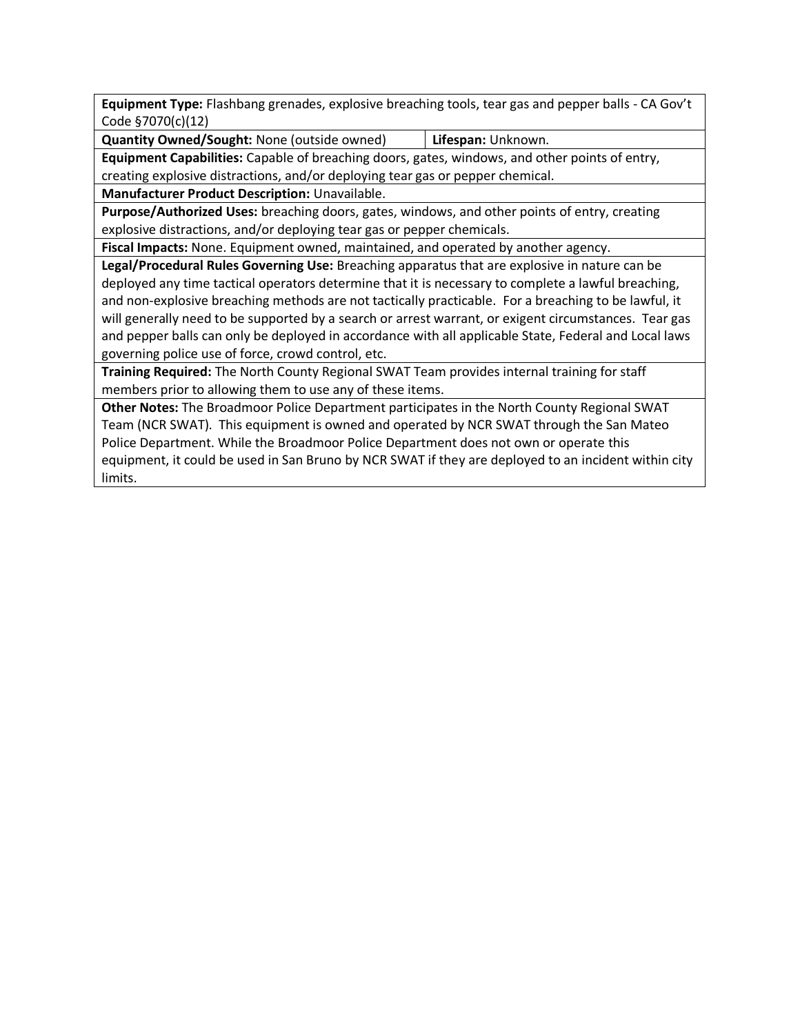**Equipment Type:** Flashbang grenades, explosive breaching tools, tear gas and pepper balls - CA Gov't Code §7070(c)(12)

| **Quantity Owned/Sought:** None (outside owned) | **Lifespan:** Unknown. |
| --- | --- |

**Equipment Capabilities:** Capable of breaching doors, gates, windows, and other points of entry, creating explosive distractions, and/or deploying tear gas or pepper chemical.

**Manufacturer Product Description:** Unavailable.

**Purpose/Authorized Uses:** breaching doors, gates, windows, and other points of entry, creating explosive distractions, and/or deploying tear gas or pepper chemicals.

**Fiscal Impacts:** None. Equipment owned, maintained, and operated by another agency.

**Legal/Procedural Rules Governing Use:** Breaching apparatus that are explosive in nature can be deployed any time tactical operators determine that it is necessary to complete a lawful breaching, and non-explosive breaching methods are not tactically practicable. For a breaching to be lawful, it will generally need to be supported by a search or arrest warrant, or exigent circumstances. Tear gas and pepper balls can only be deployed in accordance with all applicable State, Federal and Local laws governing police use of force, crowd control, etc.

**Training Required:** The North County Regional SWAT Team provides internal training for staff members prior to allowing them to use any of these items.

**Other Notes:** The Broadmoor Police Department participates in the North County Regional SWAT Team (NCR SWAT). This equipment is owned and operated by NCR SWAT through the San Mateo Police Department. While the Broadmoor Police Department does not own or operate this equipment, it could be used in San Bruno by NCR SWAT if they are deployed to an incident within city limits.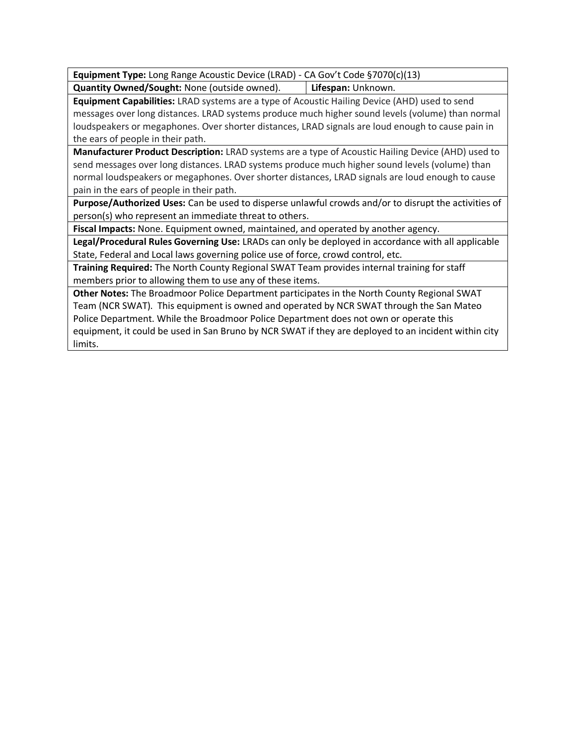| | |
|---|---|
| **Equipment Type:** Long Range Acoustic Device (LRAD) - CA Gov't Code §7070(c)(13) | |
| **Quantity Owned/Sought:** None (outside owned). | **Lifespan:** Unknown. |
| **Equipment Capabilities:** LRAD systems are a type of Acoustic Hailing Device (AHD) used to send messages over long distances. LRAD systems produce much higher sound levels (volume) than normal loudspeakers or megaphones. Over shorter distances, LRAD signals are loud enough to cause pain in the ears of people in their path. | |
| **Manufacturer Product Description:** LRAD systems are a type of Acoustic Hailing Device (AHD) used to send messages over long distances. LRAD systems produce much higher sound levels (volume) than normal loudspeakers or megaphones. Over shorter distances, LRAD signals are loud enough to cause pain in the ears of people in their path. | |
| **Purpose/Authorized Uses:** Can be used to disperse unlawful crowds and/or to disrupt the activities of person(s) who represent an immediate threat to others. | |
| **Fiscal Impacts:** None. Equipment owned, maintained, and operated by another agency. | |
| **Legal/Procedural Rules Governing Use:** LRADs can only be deployed in accordance with all applicable State, Federal and Local laws governing police use of force, crowd control, etc. | |
| **Training Required:** The North County Regional SWAT Team provides internal training for staff members prior to allowing them to use any of these items. | |
| **Other Notes:** The Broadmoor Police Department participates in the North County Regional SWAT Team (NCR SWAT). This equipment is owned and operated by NCR SWAT through the San Mateo Police Department. While the Broadmoor Police Department does not own or operate this equipment, it could be used in San Bruno by NCR SWAT if they are deployed to an incident within city limits. | |